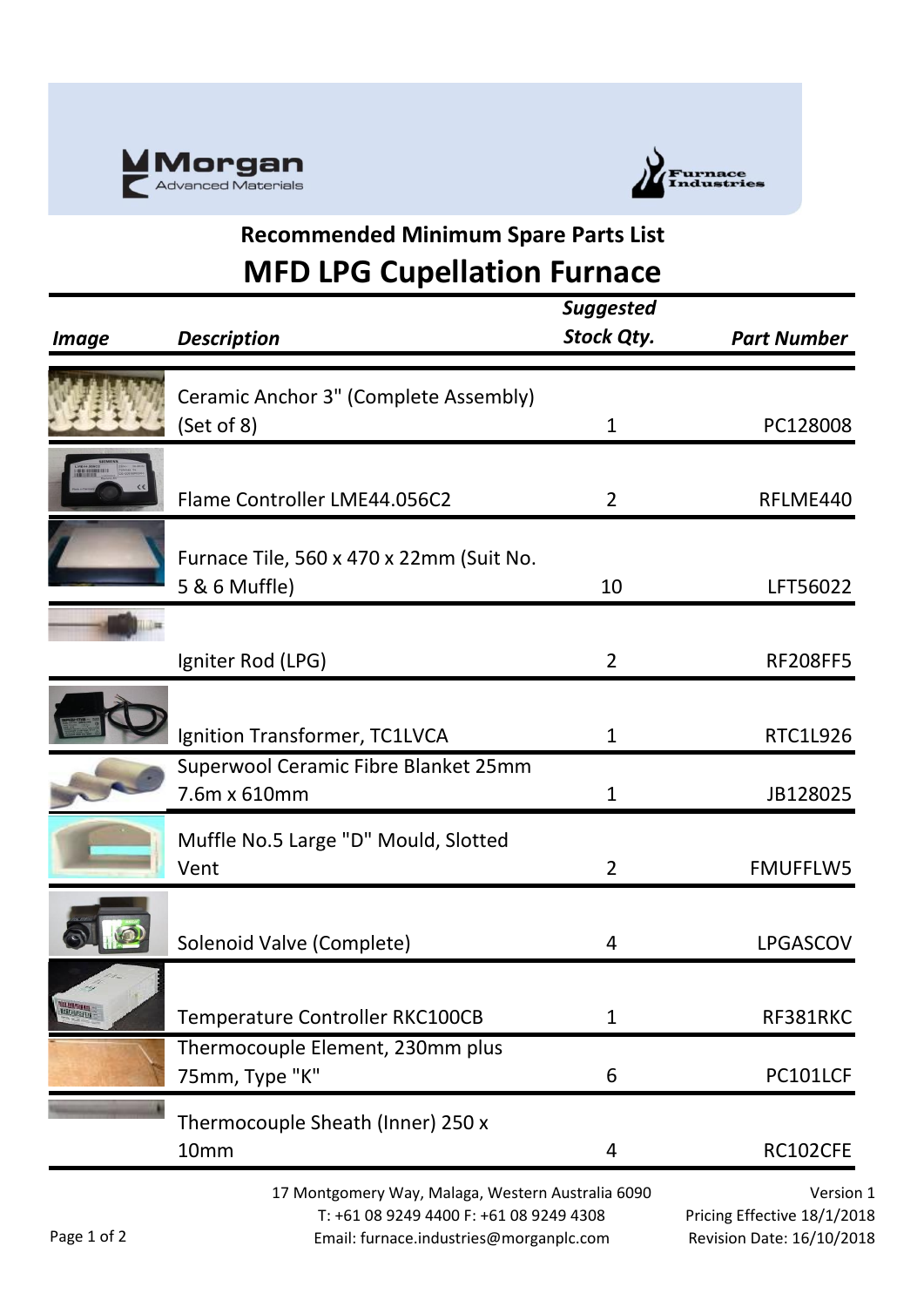Morgan Advanced Materials

Furnace Industries

## Recommended Minimum Spare Parts List

# MFD LPG Cupellation Furnace

| *Image* | *Description* | *Suggested Stock Qty.* | *Part Number* |
|---|---|---|---|
| | Ceramic Anchor 3" (Complete Assembly) (Set of 8) | 1 | PC128008 |
| | Flame Controller LME44.056C2 | 2 | RFLME440 |
| | Furnace Tile, 560 x 470 x 22mm (Suit No. 5 & 6 Muffle) | 10 | LFT56022 |
| | Igniter Rod (LPG) | 2 | RF208FF5 |
| | Ignition Transformer, TC1LVCA | 1 | RTC1L926 |
| | Superwool Ceramic Fibre Blanket 25mm 7.6m x 610mm | 1 | JB128025 |
| | Muffle No.5 Large "D" Mould, Slotted Vent | 2 | FMUFFLW5 |
| | Solenoid Valve (Complete) | 4 | LPGASCOV |
| | Temperature Controller RKC100CB | 1 | RF381RKC |
| | Thermocouple Element, 230mm plus 75mm, Type "K" | 6 | PC101LCF |
| | Thermocouple Sheath (Inner) 250 x 10mm | 4 | RC102CFE |

17 Montgomery Way, Malaga, Western Australia 6090
T: +61 08 9249 4400 F: +61 08 9249 4308
Email: furnace.industries@morganplc.com

Version 1
Pricing Effective 18/1/2018
Revision Date: 16/10/2018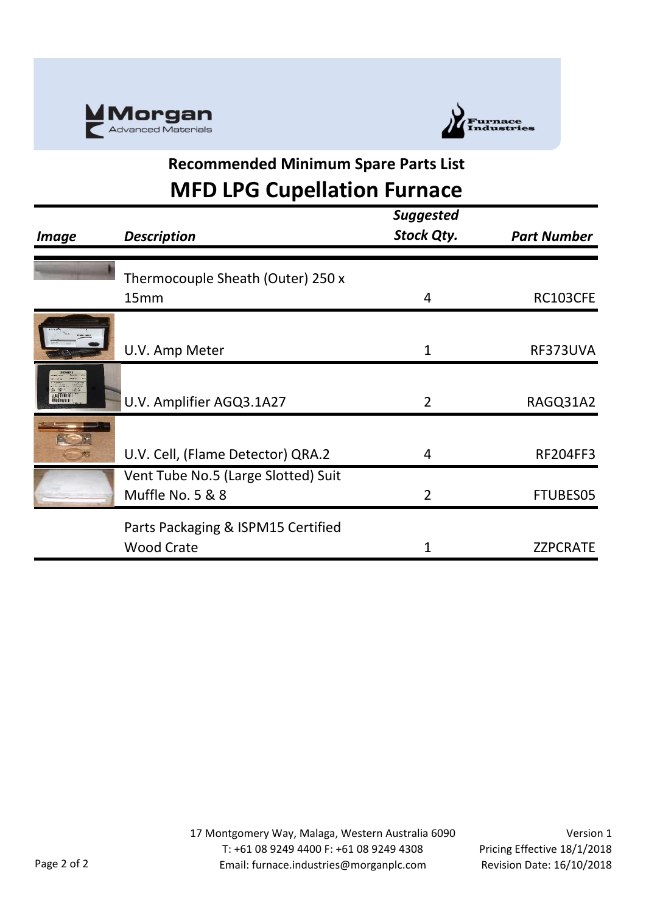## Recommended Minimum Spare Parts List

# MFD LPG Cupellation Furnace

| *Image* | *Description* | *Suggested Stock Qty.* | *Part Number* |
| --- | --- | --- | --- |
| | Thermocouple Sheath (Outer) 250 x 15mm | 4 | RC103CFE |
| | U.V. Amp Meter | 1 | RF373UVA |
| | U.V. Amplifier AGQ3.1A27 | 2 | RAGQ31A2 |
| | U.V. Cell, (Flame Detector) QRA.2 | 4 | RF204FF3 |
| | Vent Tube No.5 (Large Slotted) Suit Muffle No. 5 & 8 | 2 | FTUBES05 |
| | Parts Packaging & ISPM15 Certified Wood Crate | 1 | ZZPCRATE |

17 Montgomery Way, Malaga, Western Australia 6090
T: +61 08 9249 4400 F: +61 08 9249 4308
Email: furnace.industries@morganplc.com

Version 1
Pricing Effective 18/1/2018
Revision Date: 16/10/2018